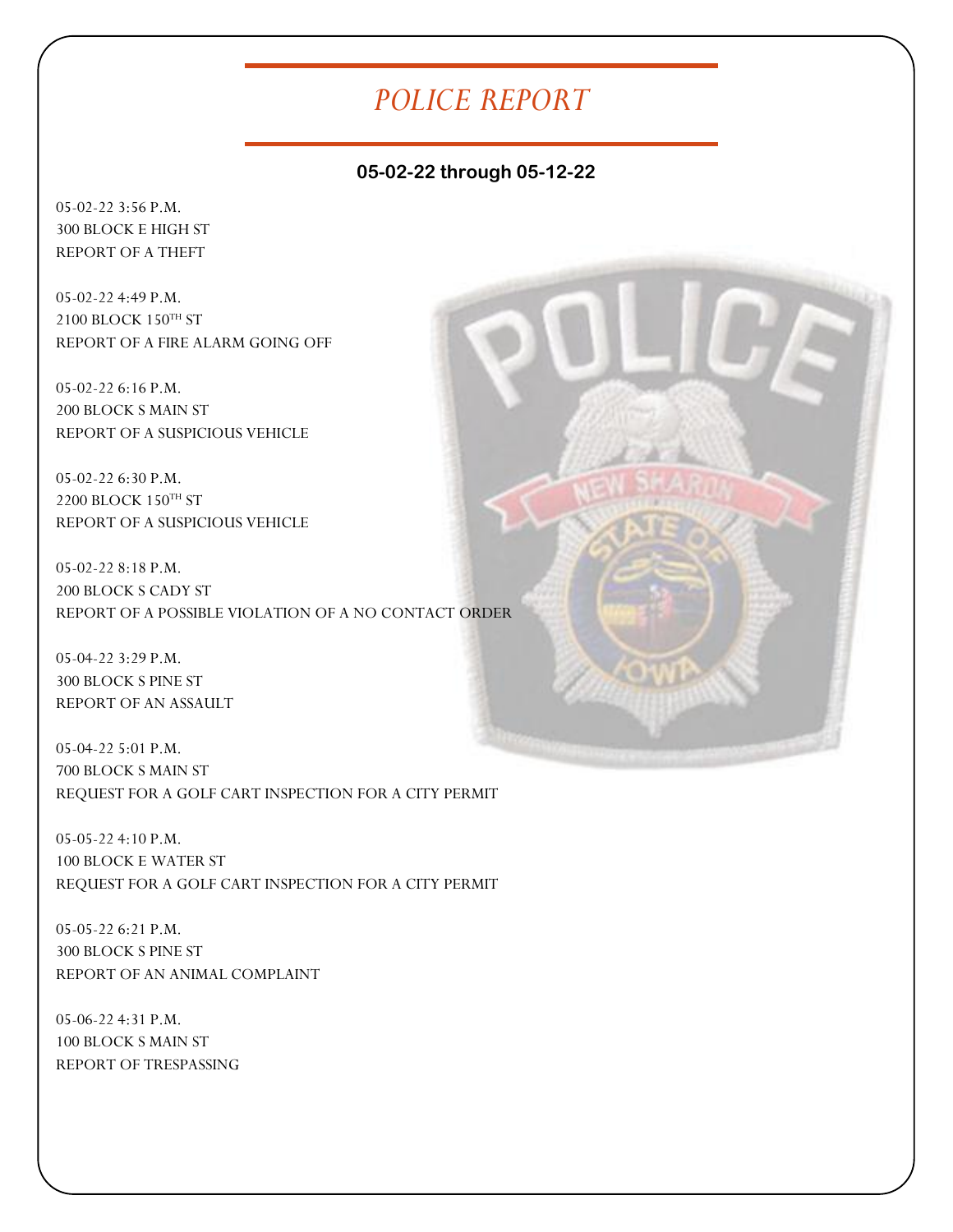# *POLICE REPORT*

**05-02-22 through 05-12-22**

05-02-22 3:56 P.M.
300 BLOCK E HIGH ST
REPORT OF A THEFT

05-02-22 4:49 P.M.
2100 BLOCK 150TH ST
REPORT OF A FIRE ALARM GOING OFF

05-02-22 6:16 P.M.
200 BLOCK S MAIN ST
REPORT OF A SUSPICIOUS VEHICLE

05-02-22 6:30 P.M.
2200 BLOCK 150TH ST
REPORT OF A SUSPICIOUS VEHICLE

05-02-22 8:18 P.M.
200 BLOCK S CADY ST
REPORT OF A POSSIBLE VIOLATION OF A NO CONTACT ORDER

05-04-22 3:29 P.M.
300 BLOCK S PINE ST
REPORT OF AN ASSAULT

05-04-22 5:01 P.M.
700 BLOCK S MAIN ST
REQUEST FOR A GOLF CART INSPECTION FOR A CITY PERMIT

05-05-22 4:10 P.M.
100 BLOCK E WATER ST
REQUEST FOR A GOLF CART INSPECTION FOR A CITY PERMIT

05-05-22 6:21 P.M.
300 BLOCK S PINE ST
REPORT OF AN ANIMAL COMPLAINT

05-06-22 4:31 P.M.
100 BLOCK S MAIN ST
REPORT OF TRESPASSING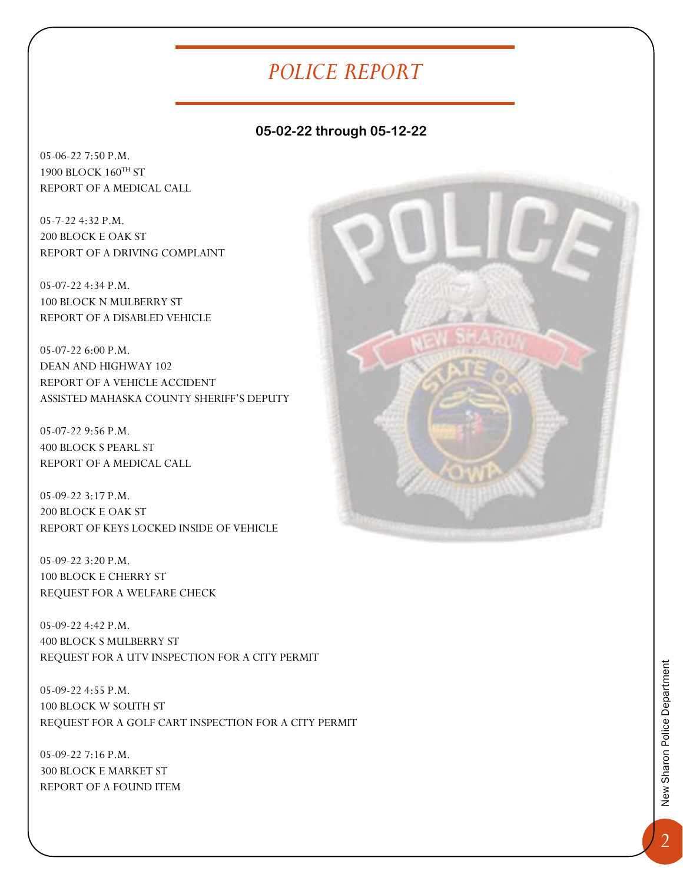# *POLICE REPORT*

**05-02-22 through 05-12-22**

05-06-22 7:50 P.M.
1900 BLOCK 160TH ST
REPORT OF A MEDICAL CALL

05-7-22 4:32 P.M.
200 BLOCK E OAK ST
REPORT OF A DRIVING COMPLAINT

05-07-22 4:34 P.M.
100 BLOCK N MULBERRY ST
REPORT OF A DISABLED VEHICLE

05-07-22 6:00 P.M.
DEAN AND HIGHWAY 102
REPORT OF A VEHICLE ACCIDENT
ASSISTED MAHASKA COUNTY SHERIFF'S DEPUTY

05-07-22 9:56 P.M.
400 BLOCK S PEARL ST
REPORT OF A MEDICAL CALL

05-09-22 3:17 P.M.
200 BLOCK E OAK ST
REPORT OF KEYS LOCKED INSIDE OF VEHICLE

05-09-22 3:20 P.M.
100 BLOCK E CHERRY ST
REQUEST FOR A WELFARE CHECK

05-09-22 4:42 P.M.
400 BLOCK S MULBERRY ST
REQUEST FOR A UTV INSPECTION FOR A CITY PERMIT

05-09-22 4:55 P.M.
100 BLOCK W SOUTH ST
REQUEST FOR A GOLF CART INSPECTION FOR A CITY PERMIT

05-09-22 7:16 P.M.
300 BLOCK E MARKET ST
REPORT OF A FOUND ITEM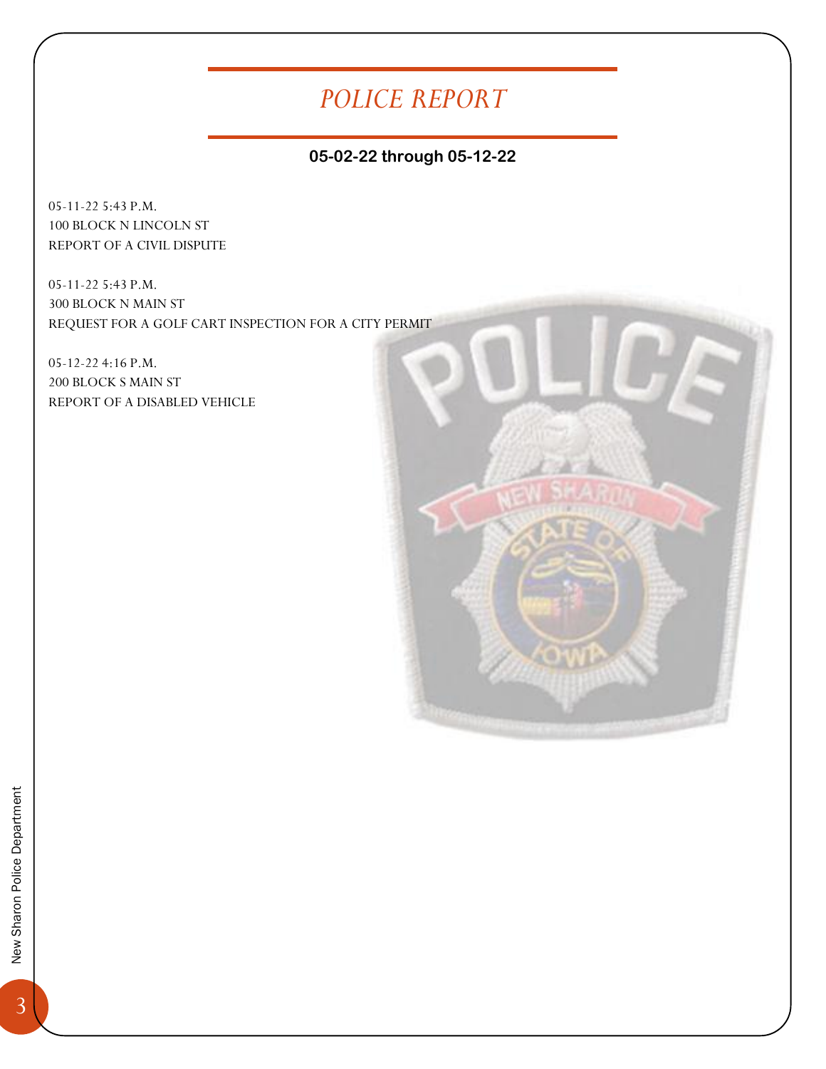# POLICE REPORT

**05-02-22 through 05-12-22**

05-11-22 5:43 P.M.
100 BLOCK N LINCOLN ST
REPORT OF A CIVIL DISPUTE

05-11-22 5:43 P.M.
300 BLOCK N MAIN ST
REQUEST FOR A GOLF CART INSPECTION FOR A CITY PERMIT

05-12-22 4:16 P.M.
200 BLOCK S MAIN ST
REPORT OF A DISABLED VEHICLE